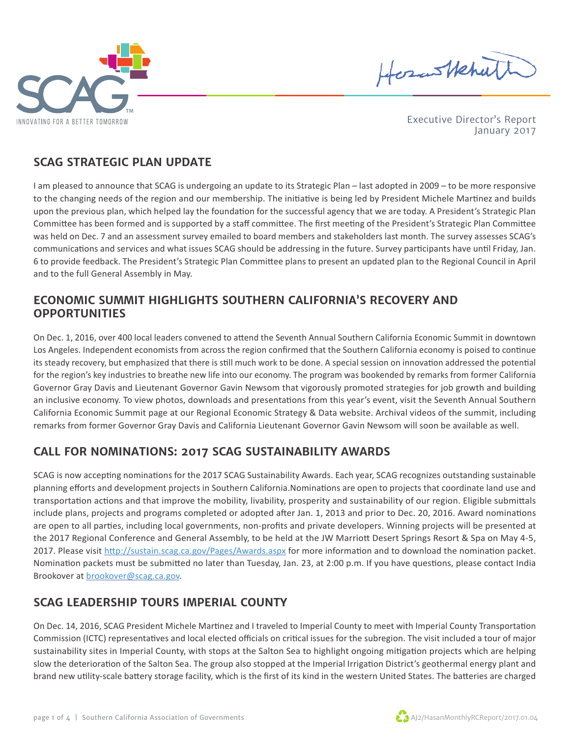INNOVATING FOR A BETTER TOMORROW

Executive Director's Report
January 2017

## SCAG STRATEGIC PLAN UPDATE

I am pleased to announce that SCAG is undergoing an update to its Strategic Plan – last adopted in 2009 – to be more responsive to the changing needs of the region and our membership. The initiative is being led by President Michele Martinez and builds upon the previous plan, which helped lay the foundation for the successful agency that we are today. A President's Strategic Plan Committee has been formed and is supported by a staff committee. The first meeting of the President's Strategic Plan Committee was held on Dec. 7 and an assessment survey emailed to board members and stakeholders last month. The survey assesses SCAG's communications and services and what issues SCAG should be addressing in the future. Survey participants have until Friday, Jan. 6 to provide feedback. The President's Strategic Plan Committee plans to present an updated plan to the Regional Council in April and to the full General Assembly in May.

## ECONOMIC SUMMIT HIGHLIGHTS SOUTHERN CALIFORNIA'S RECOVERY AND OPPORTUNITIES

On Dec. 1, 2016, over 400 local leaders convened to attend the Seventh Annual Southern California Economic Summit in downtown Los Angeles. Independent economists from across the region confirmed that the Southern California economy is poised to continue its steady recovery, but emphasized that there is still much work to be done. A special session on innovation addressed the potential for the region's key industries to breathe new life into our economy. The program was bookended by remarks from former California Governor Gray Davis and Lieutenant Governor Gavin Newsom that vigorously promoted strategies for job growth and building an inclusive economy. To view photos, downloads and presentations from this year's event, visit the Seventh Annual Southern California Economic Summit page at our Regional Economic Strategy & Data website. Archival videos of the summit, including remarks from former Governor Gray Davis and California Lieutenant Governor Gavin Newsom will soon be available as well.

## CALL FOR NOMINATIONS: 2017 SCAG SUSTAINABILITY AWARDS

SCAG is now accepting nominations for the 2017 SCAG Sustainability Awards. Each year, SCAG recognizes outstanding sustainable planning efforts and development projects in Southern California.Nominations are open to projects that coordinate land use and transportation actions and that improve the mobility, livability, prosperity and sustainability of our region. Eligible submittals include plans, projects and programs completed or adopted after Jan. 1, 2013 and prior to Dec. 20, 2016. Award nominations are open to all parties, including local governments, non-profits and private developers. Winning projects will be presented at the 2017 Regional Conference and General Assembly, to be held at the JW Marriott Desert Springs Resort & Spa on May 4-5, 2017. Please visit [http://sustain.scag.ca.gov/Pages/Awards.aspx](http://sustain.scag.ca.gov/Pages/Awards.aspx) for more information and to download the nomination packet. Nomination packets must be submitted no later than Tuesday, Jan. 23, at 2:00 p.m. If you have questions, please contact India Brookover at [brookover@scag.ca.gov](mailto:brookover@scag.ca.gov).

## SCAG LEADERSHIP TOURS IMPERIAL COUNTY

On Dec. 14, 2016, SCAG President Michele Martinez and I traveled to Imperial County to meet with Imperial County Transportation Commission (ICTC) representatives and local elected officials on critical issues for the subregion. The visit included a tour of major sustainability sites in Imperial County, with stops at the Salton Sea to highlight ongoing mitigation projects which are helping slow the deterioration of the Salton Sea. The group also stopped at the Imperial Irrigation District's geothermal energy plant and brand new utility-scale battery storage facility, which is the first of its kind in the western United States. The batteries are charged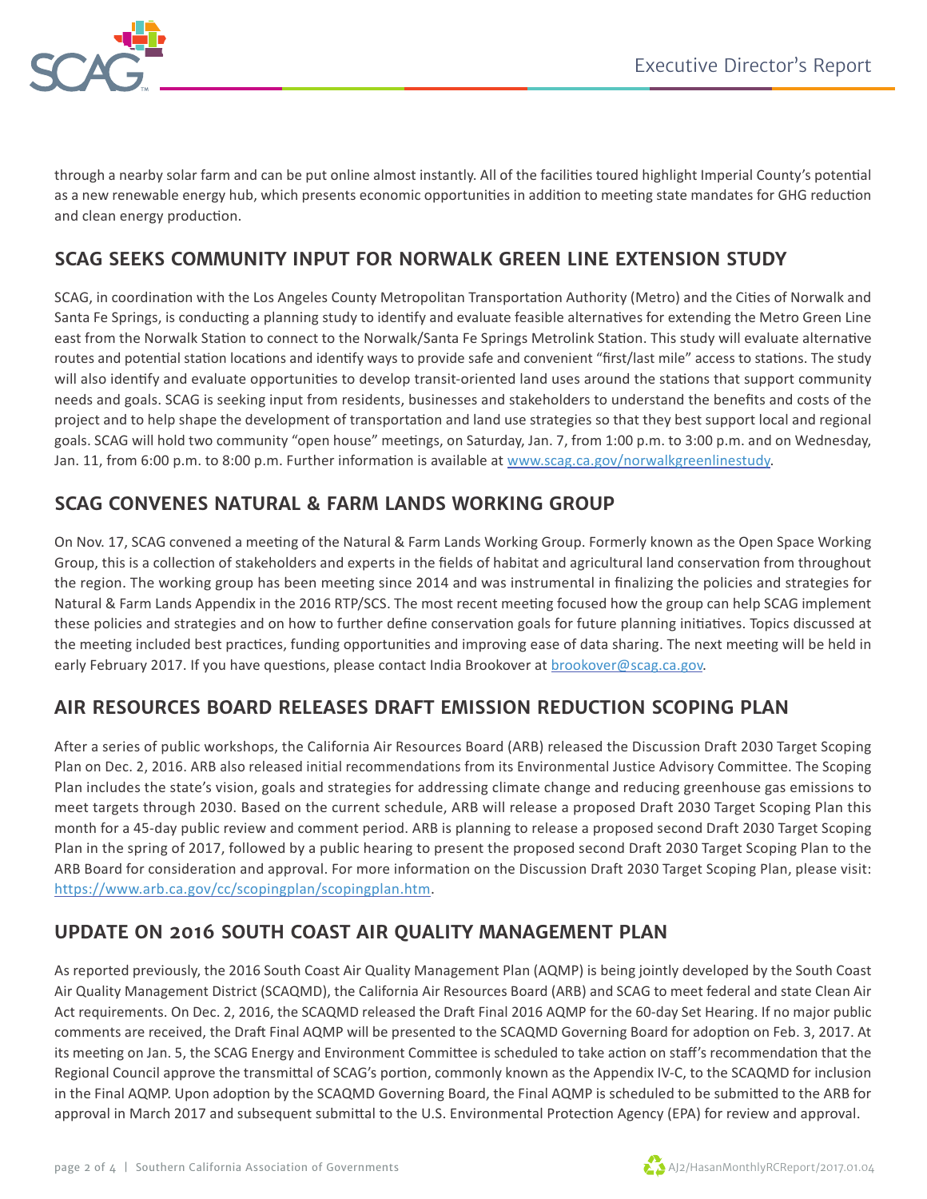through a nearby solar farm and can be put online almost instantly. All of the facilities toured highlight Imperial County's potential as a new renewable energy hub, which presents economic opportunities in addition to meeting state mandates for GHG reduction and clean energy production.

## SCAG SEEKS COMMUNITY INPUT FOR NORWALK GREEN LINE EXTENSION STUDY

SCAG, in coordination with the Los Angeles County Metropolitan Transportation Authority (Metro) and the Cities of Norwalk and Santa Fe Springs, is conducting a planning study to identify and evaluate feasible alternatives for extending the Metro Green Line east from the Norwalk Station to connect to the Norwalk/Santa Fe Springs Metrolink Station. This study will evaluate alternative routes and potential station locations and identify ways to provide safe and convenient "first/last mile" access to stations. The study will also identify and evaluate opportunities to develop transit-oriented land uses around the stations that support community needs and goals. SCAG is seeking input from residents, businesses and stakeholders to understand the benefits and costs of the project and to help shape the development of transportation and land use strategies so that they best support local and regional goals. SCAG will hold two community "open house" meetings, on Saturday, Jan. 7, from 1:00 p.m. to 3:00 p.m. and on Wednesday, Jan. 11, from 6:00 p.m. to 8:00 p.m. Further information is available at [www.scag.ca.gov/norwalkgreenlinestudy](http://www.scag.ca.gov/norwalkgreenlinestudy).

## SCAG CONVENES NATURAL & FARM LANDS WORKING GROUP

On Nov. 17, SCAG convened a meeting of the Natural & Farm Lands Working Group. Formerly known as the Open Space Working Group, this is a collection of stakeholders and experts in the fields of habitat and agricultural land conservation from throughout the region. The working group has been meeting since 2014 and was instrumental in finalizing the policies and strategies for Natural & Farm Lands Appendix in the 2016 RTP/SCS. The most recent meeting focused how the group can help SCAG implement these policies and strategies and on how to further define conservation goals for future planning initiatives. Topics discussed at the meeting included best practices, funding opportunities and improving ease of data sharing. The next meeting will be held in early February 2017. If you have questions, please contact India Brookover at [brookover@scag.ca.gov](mailto:brookover@scag.ca.gov).

## AIR RESOURCES BOARD RELEASES DRAFT EMISSION REDUCTION SCOPING PLAN

After a series of public workshops, the California Air Resources Board (ARB) released the Discussion Draft 2030 Target Scoping Plan on Dec. 2, 2016. ARB also released initial recommendations from its Environmental Justice Advisory Committee. The Scoping Plan includes the state's vision, goals and strategies for addressing climate change and reducing greenhouse gas emissions to meet targets through 2030. Based on the current schedule, ARB will release a proposed Draft 2030 Target Scoping Plan this month for a 45-day public review and comment period. ARB is planning to release a proposed second Draft 2030 Target Scoping Plan in the spring of 2017, followed by a public hearing to present the proposed second Draft 2030 Target Scoping Plan to the ARB Board for consideration and approval. For more information on the Discussion Draft 2030 Target Scoping Plan, please visit: [https://www.arb.ca.gov/cc/scopingplan/scopingplan.htm](https://www.arb.ca.gov/cc/scopingplan/scopingplan.htm).

## UPDATE ON 2016 SOUTH COAST AIR QUALITY MANAGEMENT PLAN

As reported previously, the 2016 South Coast Air Quality Management Plan (AQMP) is being jointly developed by the South Coast Air Quality Management District (SCAQMD), the California Air Resources Board (ARB) and SCAG to meet federal and state Clean Air Act requirements. On Dec. 2, 2016, the SCAQMD released the Draft Final 2016 AQMP for the 60-day Set Hearing. If no major public comments are received, the Draft Final AQMP will be presented to the SCAQMD Governing Board for adoption on Feb. 3, 2017. At its meeting on Jan. 5, the SCAG Energy and Environment Committee is scheduled to take action on staff's recommendation that the Regional Council approve the transmittal of SCAG's portion, commonly known as the Appendix IV-C, to the SCAQMD for inclusion in the Final AQMP. Upon adoption by the SCAQMD Governing Board, the Final AQMP is scheduled to be submitted to the ARB for approval in March 2017 and subsequent submittal to the U.S. Environmental Protection Agency (EPA) for review and approval.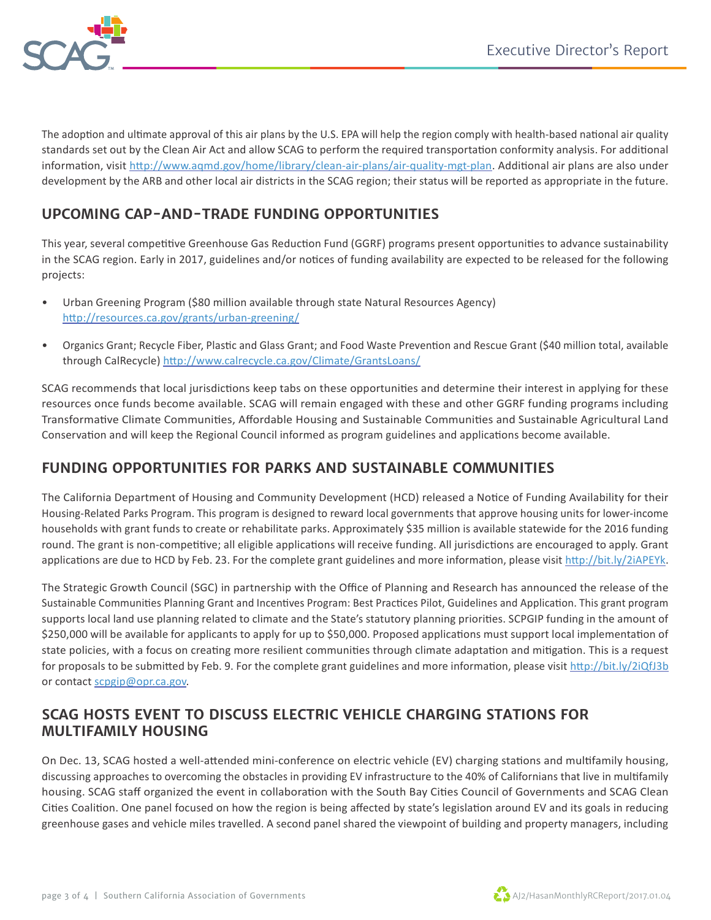The adoption and ultimate approval of this air plans by the U.S. EPA will help the region comply with health-based national air quality standards set out by the Clean Air Act and allow SCAG to perform the required transportation conformity analysis. For additional information, visit http://www.aqmd.gov/home/library/clean-air-plans/air-quality-mgt-plan. Additional air plans are also under development by the ARB and other local air districts in the SCAG region; their status will be reported as appropriate in the future.

## UPCOMING CAP-AND-TRADE FUNDING OPPORTUNITIES

This year, several competitive Greenhouse Gas Reduction Fund (GGRF) programs present opportunities to advance sustainability in the SCAG region. Early in 2017, guidelines and/or notices of funding availability are expected to be released for the following projects:

- Urban Greening Program ($80 million available through state Natural Resources Agency) http://resources.ca.gov/grants/urban-greening/
- Organics Grant; Recycle Fiber, Plastic and Glass Grant; and Food Waste Prevention and Rescue Grant ($40 million total, available through CalRecycle) http://www.calrecycle.ca.gov/Climate/GrantsLoans/

SCAG recommends that local jurisdictions keep tabs on these opportunities and determine their interest in applying for these resources once funds become available. SCAG will remain engaged with these and other GGRF funding programs including Transformative Climate Communities, Affordable Housing and Sustainable Communities and Sustainable Agricultural Land Conservation and will keep the Regional Council informed as program guidelines and applications become available.

## FUNDING OPPORTUNITIES FOR PARKS AND SUSTAINABLE COMMUNITIES

The California Department of Housing and Community Development (HCD) released a Notice of Funding Availability for their Housing-Related Parks Program. This program is designed to reward local governments that approve housing units for lower-income households with grant funds to create or rehabilitate parks. Approximately $35 million is available statewide for the 2016 funding round. The grant is non-competitive; all eligible applications will receive funding. All jurisdictions are encouraged to apply. Grant applications are due to HCD by Feb. 23. For the complete grant guidelines and more information, please visit http://bit.ly/2iAPEYk.

The Strategic Growth Council (SGC) in partnership with the Office of Planning and Research has announced the release of the Sustainable Communities Planning Grant and Incentives Program: Best Practices Pilot, Guidelines and Application. This grant program supports local land use planning related to climate and the State's statutory planning priorities. SCPGIP funding in the amount of $250,000 will be available for applicants to apply for up to $50,000. Proposed applications must support local implementation of state policies, with a focus on creating more resilient communities through climate adaptation and mitigation. This is a request for proposals to be submitted by Feb. 9. For the complete grant guidelines and more information, please visit http://bit.ly/2iQfJ3b or contact scpgip@opr.ca.gov.

## SCAG HOSTS EVENT TO DISCUSS ELECTRIC VEHICLE CHARGING STATIONS FOR MULTIFAMILY HOUSING

On Dec. 13, SCAG hosted a well-attended mini-conference on electric vehicle (EV) charging stations and multifamily housing, discussing approaches to overcoming the obstacles in providing EV infrastructure to the 40% of Californians that live in multifamily housing. SCAG staff organized the event in collaboration with the South Bay Cities Council of Governments and SCAG Clean Cities Coalition. One panel focused on how the region is being affected by state's legislation around EV and its goals in reducing greenhouse gases and vehicle miles travelled. A second panel shared the viewpoint of building and property managers, including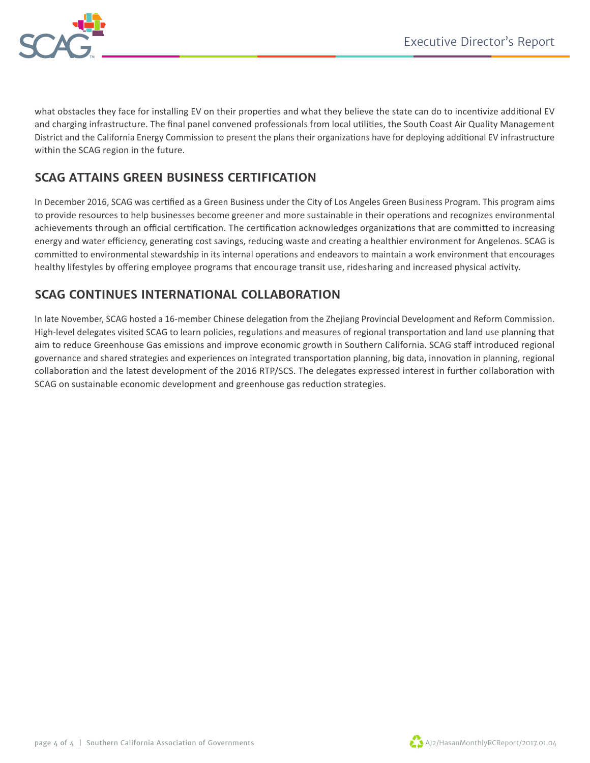what obstacles they face for installing EV on their properties and what they believe the state can do to incentivize additional EV and charging infrastructure. The final panel convened professionals from local utilities, the South Coast Air Quality Management District and the California Energy Commission to present the plans their organizations have for deploying additional EV infrastructure within the SCAG region in the future.

## SCAG ATTAINS GREEN BUSINESS CERTIFICATION

In December 2016, SCAG was certified as a Green Business under the City of Los Angeles Green Business Program. This program aims to provide resources to help businesses become greener and more sustainable in their operations and recognizes environmental achievements through an official certification. The certification acknowledges organizations that are committed to increasing energy and water efficiency, generating cost savings, reducing waste and creating a healthier environment for Angelenos. SCAG is committed to environmental stewardship in its internal operations and endeavors to maintain a work environment that encourages healthy lifestyles by offering employee programs that encourage transit use, ridesharing and increased physical activity.

## SCAG CONTINUES INTERNATIONAL COLLABORATION

In late November, SCAG hosted a 16-member Chinese delegation from the Zhejiang Provincial Development and Reform Commission. High-level delegates visited SCAG to learn policies, regulations and measures of regional transportation and land use planning that aim to reduce Greenhouse Gas emissions and improve economic growth in Southern California. SCAG staff introduced regional governance and shared strategies and experiences on integrated transportation planning, big data, innovation in planning, regional collaboration and the latest development of the 2016 RTP/SCS. The delegates expressed interest in further collaboration with SCAG on sustainable economic development and greenhouse gas reduction strategies.